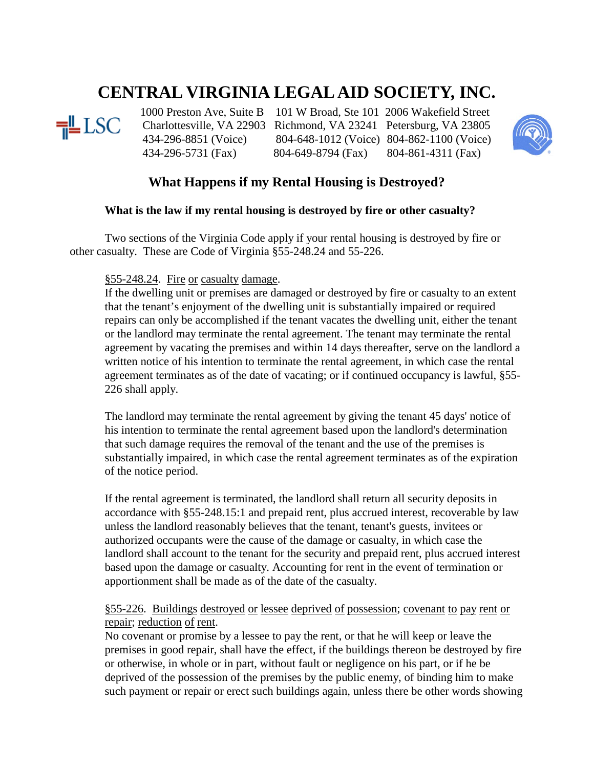# CENTRAL VIRGINIA LEGAL AID SOCIETY, INC.

1000 Preston Ave, Suite B
Charlottesville, VA 22903
434-296-8851 (Voice)
434-296-5731 (Fax)

101 W Broad, Ste 101
Richmond, VA 23241
804-648-1012 (Voice)
804-649-8794 (Fax)

2006 Wakefield Street
Petersburg, VA 23805
804-862-1100 (Voice)
804-861-4311 (Fax)

## What Happens if my Rental Housing is Destroyed?

### What is the law if my rental housing is destroyed by fire or other casualty?

Two sections of the Virginia Code apply if your rental housing is destroyed by fire or other casualty. These are Code of Virginia §55-248.24 and 55-226.

§55-248.24. Fire or casualty damage.
If the dwelling unit or premises are damaged or destroyed by fire or casualty to an extent that the tenant's enjoyment of the dwelling unit is substantially impaired or required repairs can only be accomplished if the tenant vacates the dwelling unit, either the tenant or the landlord may terminate the rental agreement. The tenant may terminate the rental agreement by vacating the premises and within 14 days thereafter, serve on the landlord a written notice of his intention to terminate the rental agreement, in which case the rental agreement terminates as of the date of vacating; or if continued occupancy is lawful, §55-226 shall apply.

The landlord may terminate the rental agreement by giving the tenant 45 days' notice of his intention to terminate the rental agreement based upon the landlord's determination that such damage requires the removal of the tenant and the use of the premises is substantially impaired, in which case the rental agreement terminates as of the expiration of the notice period.

If the rental agreement is terminated, the landlord shall return all security deposits in accordance with §55-248.15:1 and prepaid rent, plus accrued interest, recoverable by law unless the landlord reasonably believes that the tenant, tenant's guests, invitees or authorized occupants were the cause of the damage or casualty, in which case the landlord shall account to the tenant for the security and prepaid rent, plus accrued interest based upon the damage or casualty. Accounting for rent in the event of termination or apportionment shall be made as of the date of the casualty.

§55-226. Buildings destroyed or lessee deprived of possession; covenant to pay rent or repair; reduction of rent.
No covenant or promise by a lessee to pay the rent, or that he will keep or leave the premises in good repair, shall have the effect, if the buildings thereon be destroyed by fire or otherwise, in whole or in part, without fault or negligence on his part, or if he be deprived of the possession of the premises by the public enemy, of binding him to make such payment or repair or erect such buildings again, unless there be other words showing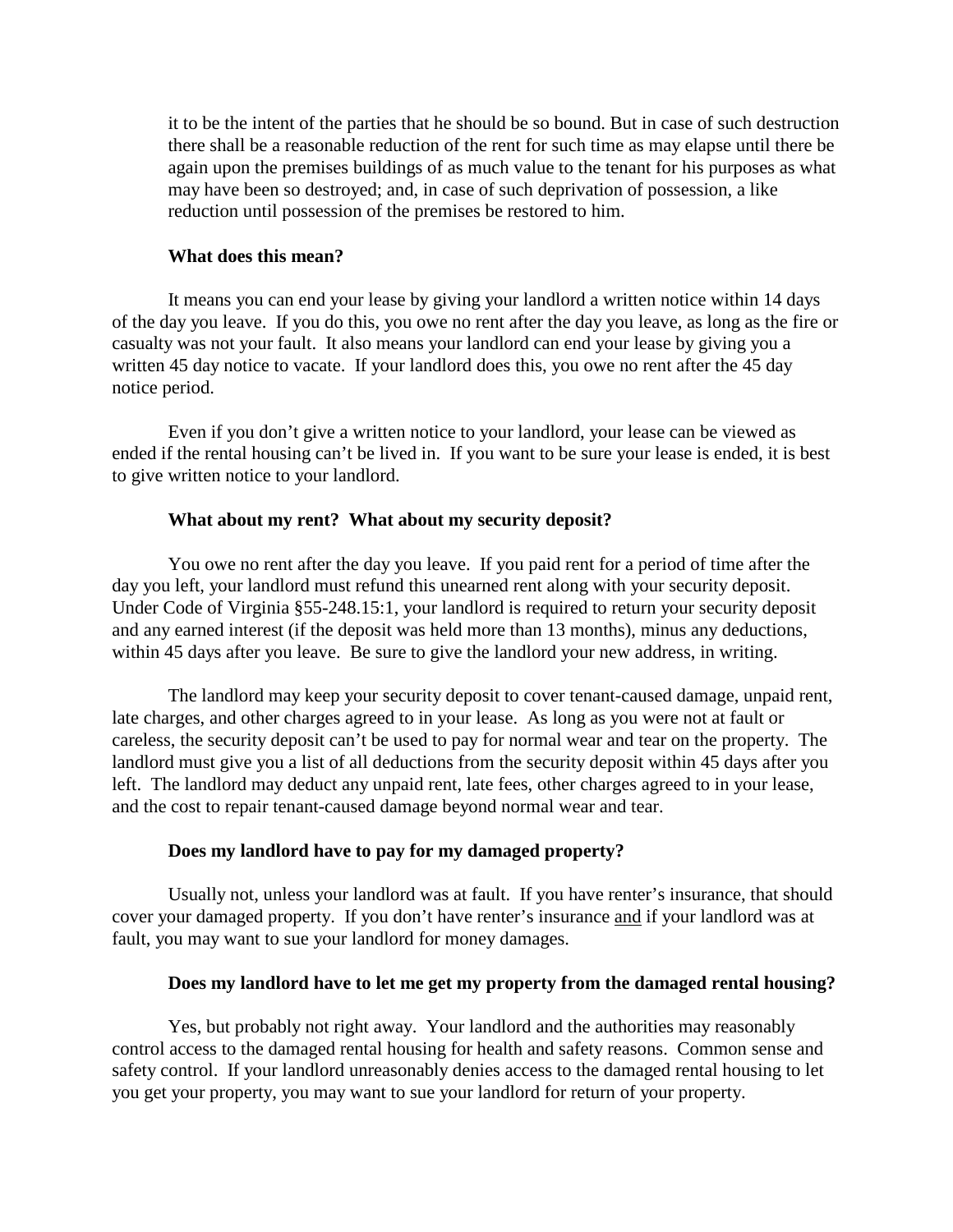it to be the intent of the parties that he should be so bound. But in case of such destruction there shall be a reasonable reduction of the rent for such time as may elapse until there be again upon the premises buildings of as much value to the tenant for his purposes as what may have been so destroyed; and, in case of such deprivation of possession, a like reduction until possession of the premises be restored to him.

**What does this mean?**

It means you can end your lease by giving your landlord a written notice within 14 days of the day you leave. If you do this, you owe no rent after the day you leave, as long as the fire or casualty was not your fault. It also means your landlord can end your lease by giving you a written 45 day notice to vacate. If your landlord does this, you owe no rent after the 45 day notice period.

Even if you don't give a written notice to your landlord, your lease can be viewed as ended if the rental housing can't be lived in. If you want to be sure your lease is ended, it is best to give written notice to your landlord.

**What about my rent? What about my security deposit?**

You owe no rent after the day you leave. If you paid rent for a period of time after the day you left, your landlord must refund this unearned rent along with your security deposit. Under Code of Virginia §55-248.15:1, your landlord is required to return your security deposit and any earned interest (if the deposit was held more than 13 months), minus any deductions, within 45 days after you leave. Be sure to give the landlord your new address, in writing.

The landlord may keep your security deposit to cover tenant-caused damage, unpaid rent, late charges, and other charges agreed to in your lease. As long as you were not at fault or careless, the security deposit can't be used to pay for normal wear and tear on the property. The landlord must give you a list of all deductions from the security deposit within 45 days after you left. The landlord may deduct any unpaid rent, late fees, other charges agreed to in your lease, and the cost to repair tenant-caused damage beyond normal wear and tear.

**Does my landlord have to pay for my damaged property?**

Usually not, unless your landlord was at fault. If you have renter's insurance, that should cover your damaged property. If you don't have renter's insurance <u>and</u> if your landlord was at fault, you may want to sue your landlord for money damages.

**Does my landlord have to let me get my property from the damaged rental housing?**

Yes, but probably not right away. Your landlord and the authorities may reasonably control access to the damaged rental housing for health and safety reasons. Common sense and safety control. If your landlord unreasonably denies access to the damaged rental housing to let you get your property, you may want to sue your landlord for return of your property.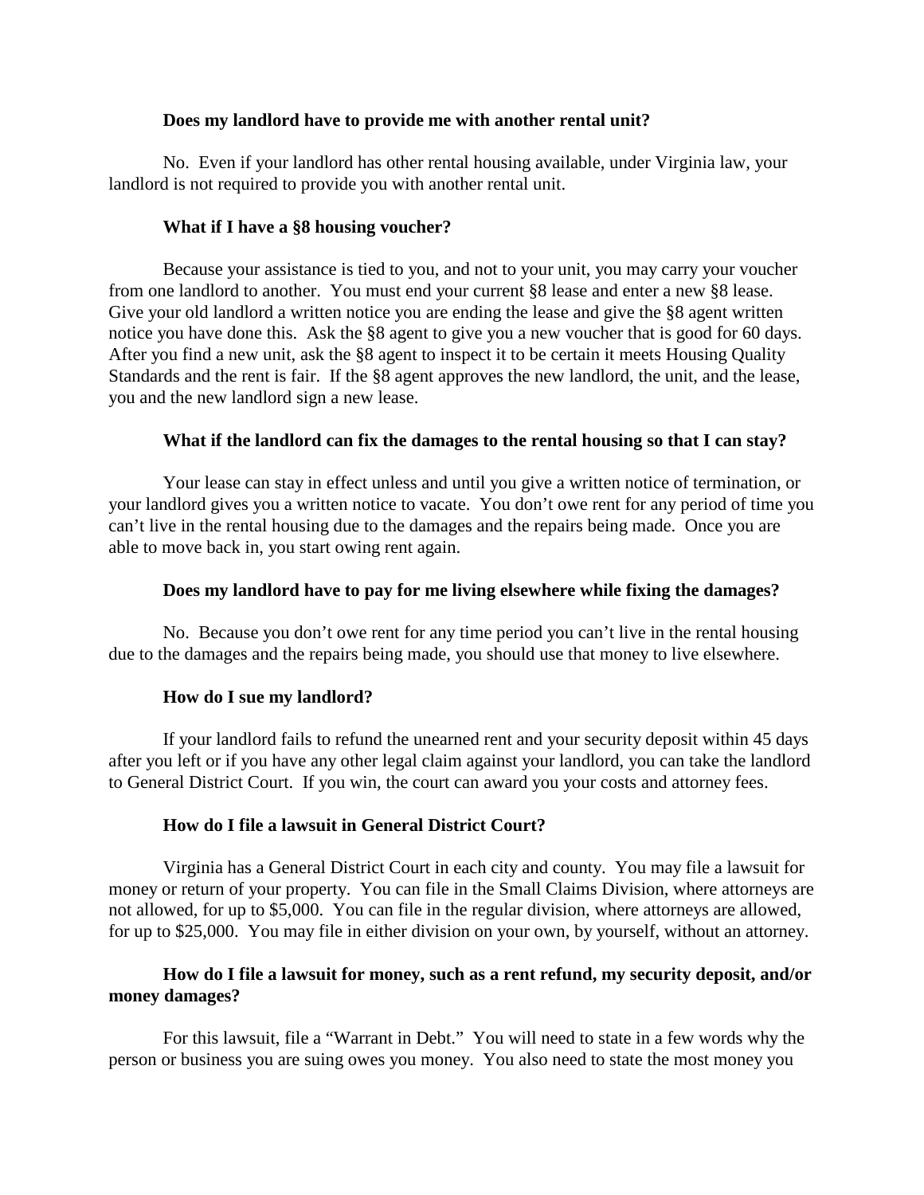**Does my landlord have to provide me with another rental unit?**

No. Even if your landlord has other rental housing available, under Virginia law, your landlord is not required to provide you with another rental unit.

**What if I have a §8 housing voucher?**

Because your assistance is tied to you, and not to your unit, you may carry your voucher from one landlord to another. You must end your current §8 lease and enter a new §8 lease. Give your old landlord a written notice you are ending the lease and give the §8 agent written notice you have done this. Ask the §8 agent to give you a new voucher that is good for 60 days. After you find a new unit, ask the §8 agent to inspect it to be certain it meets Housing Quality Standards and the rent is fair. If the §8 agent approves the new landlord, the unit, and the lease, you and the new landlord sign a new lease.

**What if the landlord can fix the damages to the rental housing so that I can stay?**

Your lease can stay in effect unless and until you give a written notice of termination, or your landlord gives you a written notice to vacate. You don't owe rent for any period of time you can't live in the rental housing due to the damages and the repairs being made. Once you are able to move back in, you start owing rent again.

**Does my landlord have to pay for me living elsewhere while fixing the damages?**

No. Because you don't owe rent for any time period you can't live in the rental housing due to the damages and the repairs being made, you should use that money to live elsewhere.

**How do I sue my landlord?**

If your landlord fails to refund the unearned rent and your security deposit within 45 days after you left or if you have any other legal claim against your landlord, you can take the landlord to General District Court. If you win, the court can award you your costs and attorney fees.

**How do I file a lawsuit in General District Court?**

Virginia has a General District Court in each city and county. You may file a lawsuit for money or return of your property. You can file in the Small Claims Division, where attorneys are not allowed, for up to $5,000. You can file in the regular division, where attorneys are allowed, for up to $25,000. You may file in either division on your own, by yourself, without an attorney.

**How do I file a lawsuit for money, such as a rent refund, my security deposit, and/or money damages?**

For this lawsuit, file a "Warrant in Debt." You will need to state in a few words why the person or business you are suing owes you money. You also need to state the most money you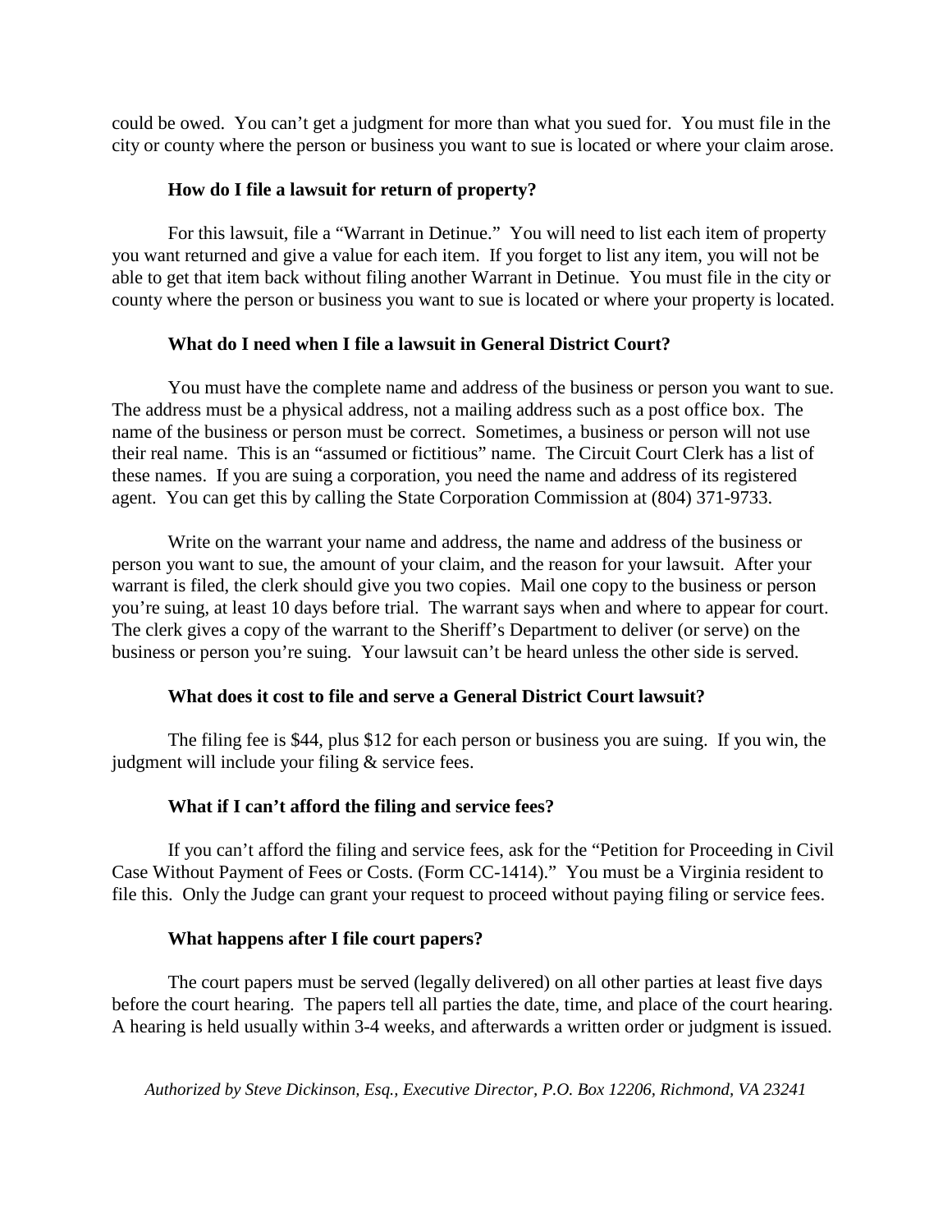could be owed. You can't get a judgment for more than what you sued for. You must file in the city or county where the person or business you want to sue is located or where your claim arose.

### How do I file a lawsuit for return of property?

For this lawsuit, file a "Warrant in Detinue." You will need to list each item of property you want returned and give a value for each item. If you forget to list any item, you will not be able to get that item back without filing another Warrant in Detinue. You must file in the city or county where the person or business you want to sue is located or where your property is located.

### What do I need when I file a lawsuit in General District Court?

You must have the complete name and address of the business or person you want to sue. The address must be a physical address, not a mailing address such as a post office box. The name of the business or person must be correct. Sometimes, a business or person will not use their real name. This is an "assumed or fictitious" name. The Circuit Court Clerk has a list of these names. If you are suing a corporation, you need the name and address of its registered agent. You can get this by calling the State Corporation Commission at (804) 371-9733.

Write on the warrant your name and address, the name and address of the business or person you want to sue, the amount of your claim, and the reason for your lawsuit. After your warrant is filed, the clerk should give you two copies. Mail one copy to the business or person you're suing, at least 10 days before trial. The warrant says when and where to appear for court. The clerk gives a copy of the warrant to the Sheriff's Department to deliver (or serve) on the business or person you're suing. Your lawsuit can't be heard unless the other side is served.

### What does it cost to file and serve a General District Court lawsuit?

The filing fee is $44, plus $12 for each person or business you are suing. If you win, the judgment will include your filing & service fees.

### What if I can't afford the filing and service fees?

If you can't afford the filing and service fees, ask for the "Petition for Proceeding in Civil Case Without Payment of Fees or Costs. (Form CC-1414)." You must be a Virginia resident to file this. Only the Judge can grant your request to proceed without paying filing or service fees.

### What happens after I file court papers?

The court papers must be served (legally delivered) on all other parties at least five days before the court hearing. The papers tell all parties the date, time, and place of the court hearing. A hearing is held usually within 3-4 weeks, and afterwards a written order or judgment is issued.

*Authorized by Steve Dickinson, Esq., Executive Director, P.O. Box 12206, Richmond, VA 23241*